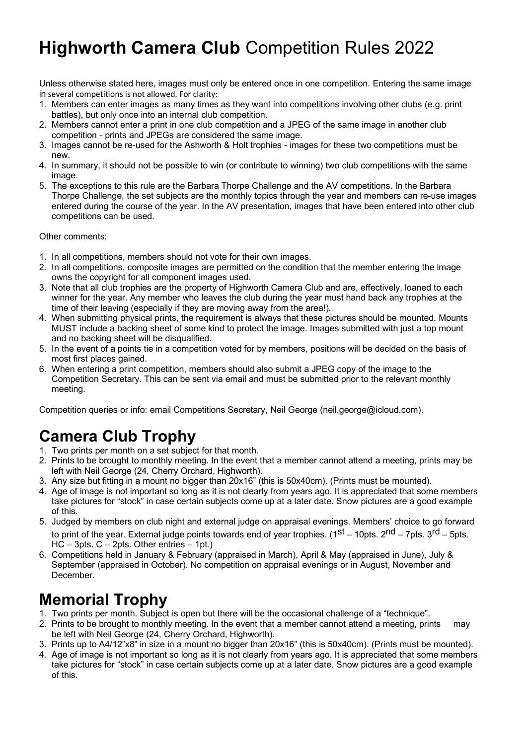# **Highworth Camera Club** Competition Rules 2022

Unless otherwise stated here, images must only be entered once in one competition. Entering the same image in several competitions is not allowed. For clarity:

1. Members can enter images as many times as they want into competitions involving other clubs (e.g. print battles), but only once into an internal club competition.
2. Members cannot enter a print in one club competition and a JPEG of the same image in another club competition - prints and JPEGs are considered the same image.
3. Images cannot be re-used for the Ashworth & Holt trophies - images for these two competitions must be new.
4. In summary, it should not be possible to win (or contribute to winning) two club competitions with the same image.
5. The exceptions to this rule are the Barbara Thorpe Challenge and the AV competitions. In the Barbara Thorpe Challenge, the set subjects are the monthly topics through the year and members can re-use images entered during the course of the year. In the AV presentation, images that have been entered into other club competitions can be used.

Other comments:

1. In all competitions, members should not vote for their own images.
2. In all competitions, composite images are permitted on the condition that the member entering the image owns the copyright for all component images used.
3. Note that all club trophies are the property of Highworth Camera Club and are, effectively, loaned to each winner for the year. Any member who leaves the club during the year must hand back any trophies at the time of their leaving (especially if they are moving away from the area!).
4. When submitting physical prints, the requirement is always that these pictures should be mounted. Mounts MUST include a backing sheet of some kind to protect the image. Images submitted with just a top mount and no backing sheet will be disqualified.
5. In the event of a points tie in a competition voted for by members, positions will be decided on the basis of most first places gained.
6. When entering a print competition, members should also submit a JPEG copy of the image to the Competition Secretary. This can be sent via email and must be submitted prior to the relevant monthly meeting.

Competition queries or info: email Competitions Secretary, Neil George (neil.george@icloud.com).

## Camera Club Trophy

1. Two prints per month on a set subject for that month.
2. Prints to be brought to monthly meeting. In the event that a member cannot attend a meeting, prints may be left with Neil George (24, Cherry Orchard, Highworth).
3. Any size but fitting in a mount no bigger than 20x16" (this is 50x40cm). (Prints must be mounted).
4. Age of image is not important so long as it is not clearly from years ago. It is appreciated that some members take pictures for "stock" in case certain subjects come up at a later date. Snow pictures are a good example of this.
5. Judged by members on club night and external judge on appraisal evenings. Members' choice to go forward to print of the year. External judge points towards end of year trophies. (1st – 10pts. 2nd – 7pts. 3rd – 5pts. HC – 3pts. C – 2pts. Other entries – 1pt.)
6. Competitions held in January & February (appraised in March), April & May (appraised in June), July & September (appraised in October). No competition on appraisal evenings or in August, November and December.

## Memorial Trophy

1. Two prints per month. Subject is open but there will be the occasional challenge of a "technique".
2. Prints to be brought to monthly meeting. In the event that a member cannot attend a meeting, prints may be left with Neil George (24, Cherry Orchard, Highworth).
3. Prints up to A4/12"x8" in size in a mount no bigger than 20x16" (this is 50x40cm). (Prints must be mounted).
4. Age of image is not important so long as it is not clearly from years ago. It is appreciated that some members take pictures for "stock" in case certain subjects come up at a later date. Snow pictures are a good example of this.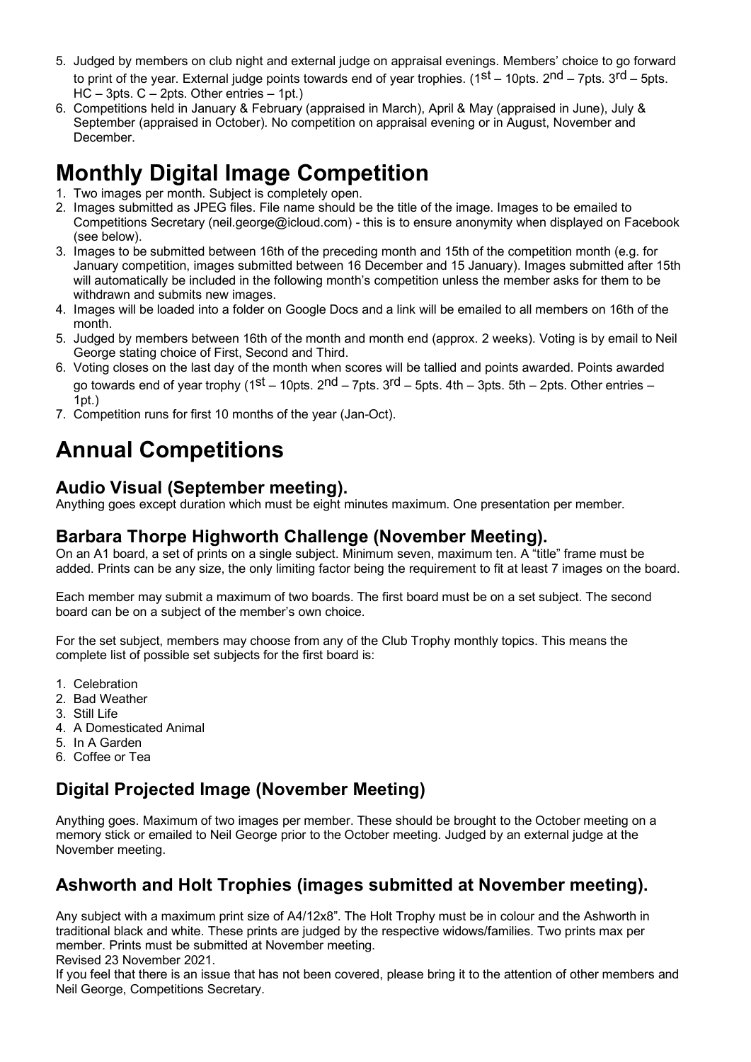5. Judged by members on club night and external judge on appraisal evenings. Members' choice to go forward to print of the year. External judge points towards end of year trophies. (1st – 10pts. 2nd – 7pts. 3rd – 5pts. HC – 3pts. C – 2pts. Other entries – 1pt.)
6. Competitions held in January & February (appraised in March), April & May (appraised in June), July & September (appraised in October). No competition on appraisal evening or in August, November and December.

# Monthly Digital Image Competition

1. Two images per month. Subject is completely open.
2. Images submitted as JPEG files. File name should be the title of the image. Images to be emailed to Competitions Secretary (neil.george@icloud.com) - this is to ensure anonymity when displayed on Facebook (see below).
3. Images to be submitted between 16th of the preceding month and 15th of the competition month (e.g. for January competition, images submitted between 16 December and 15 January). Images submitted after 15th will automatically be included in the following month's competition unless the member asks for them to be withdrawn and submits new images.
4. Images will be loaded into a folder on Google Docs and a link will be emailed to all members on 16th of the month.
5. Judged by members between 16th of the month and month end (approx. 2 weeks). Voting is by email to Neil George stating choice of First, Second and Third.
6. Voting closes on the last day of the month when scores will be tallied and points awarded. Points awarded go towards end of year trophy (1st – 10pts. 2nd – 7pts. 3rd – 5pts. 4th – 3pts. 5th – 2pts. Other entries – 1pt.)
7. Competition runs for first 10 months of the year (Jan-Oct).

# Annual Competitions

## Audio Visual (September meeting).

Anything goes except duration which must be eight minutes maximum. One presentation per member.

## Barbara Thorpe Highworth Challenge (November Meeting).

On an A1 board, a set of prints on a single subject. Minimum seven, maximum ten. A "title" frame must be added. Prints can be any size, the only limiting factor being the requirement to fit at least 7 images on the board.

Each member may submit a maximum of two boards. The first board must be on a set subject. The second board can be on a subject of the member's own choice.

For the set subject, members may choose from any of the Club Trophy monthly topics. This means the complete list of possible set subjects for the first board is:

1. Celebration
2. Bad Weather
3. Still Life
4. A Domesticated Animal
5. In A Garden
6. Coffee or Tea

## Digital Projected Image (November Meeting)

Anything goes. Maximum of two images per member. These should be brought to the October meeting on a memory stick or emailed to Neil George prior to the October meeting. Judged by an external judge at the November meeting.

## Ashworth and Holt Trophies (images submitted at November meeting).

Any subject with a maximum print size of A4/12x8". The Holt Trophy must be in colour and the Ashworth in traditional black and white. These prints are judged by the respective widows/families. Two prints max per member. Prints must be submitted at November meeting.

Revised 23 November 2021.

If you feel that there is an issue that has not been covered, please bring it to the attention of other members and Neil George, Competitions Secretary.